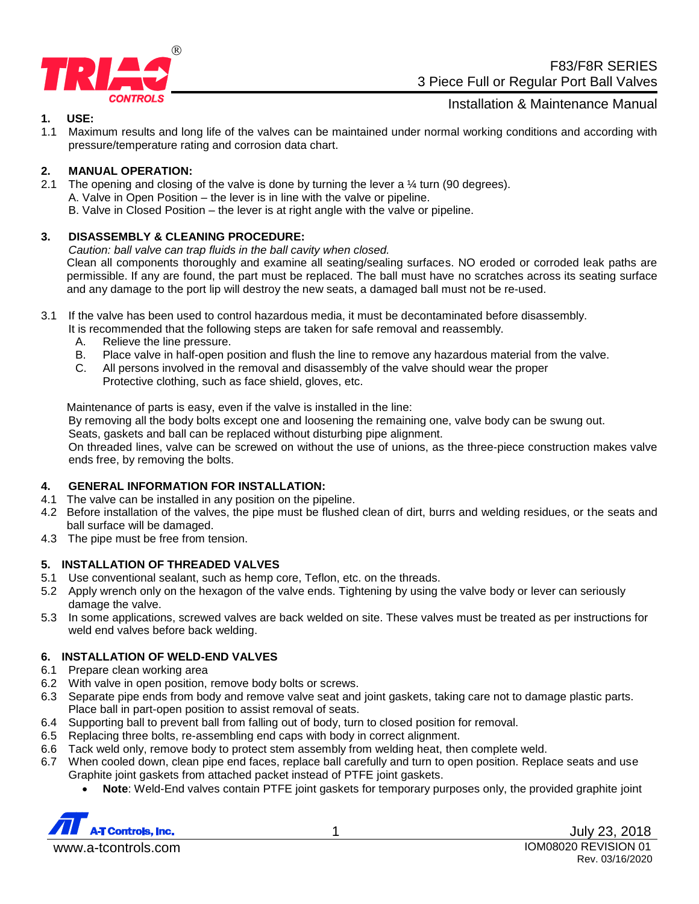# F83/F8R SERIES
## 3 Piece Full or Regular Port Ball Valves
### Installation & Maintenance Manual

**1. USE:**

1.1 Maximum results and long life of the valves can be maintained under normal working conditions and according with pressure/temperature rating and corrosion data chart.

**2. MANUAL OPERATION:**

2.1 The opening and closing of the valve is done by turning the lever a ¼ turn (90 degrees).
A. Valve in Open Position – the lever is in line with the valve or pipeline.
B. Valve in Closed Position – the lever is at right angle with the valve or pipeline.

**3. DISASSEMBLY & CLEANING PROCEDURE:**

*Caution: ball valve can trap fluids in the ball cavity when closed.*

Clean all components thoroughly and examine all seating/sealing surfaces. NO eroded or corroded leak paths are permissible. If any are found, the part must be replaced. The ball must have no scratches across its seating surface and any damage to the port lip will destroy the new seats, a damaged ball must not be re-used.

3.1 If the valve has been used to control hazardous media, it must be decontaminated before disassembly. It is recommended that the following steps are taken for safe removal and reassembly.
   A. Relieve the line pressure.
   B. Place valve in half-open position and flush the line to remove any hazardous material from the valve.
   C. All persons involved in the removal and disassembly of the valve should wear the proper Protective clothing, such as face shield, gloves, etc.

Maintenance of parts is easy, even if the valve is installed in the line:
By removing all the body bolts except one and loosening the remaining one, valve body can be swung out.
Seats, gaskets and ball can be replaced without disturbing pipe alignment.
On threaded lines, valve can be screwed on without the use of unions, as the three-piece construction makes valve ends free, by removing the bolts.

**4. GENERAL INFORMATION FOR INSTALLATION:**

4.1 The valve can be installed in any position on the pipeline.
4.2 Before installation of the valves, the pipe must be flushed clean of dirt, burrs and welding residues, or the seats and ball surface will be damaged.
4.3 The pipe must be free from tension.

**5. INSTALLATION OF THREADED VALVES**

5.1 Use conventional sealant, such as hemp core, Teflon, etc. on the threads.
5.2 Apply wrench only on the hexagon of the valve ends. Tightening by using the valve body or lever can seriously damage the valve.
5.3 In some applications, screwed valves are back welded on site. These valves must be treated as per instructions for weld end valves before back welding.

**6. INSTALLATION OF WELD-END VALVES**

6.1 Prepare clean working area
6.2 With valve in open position, remove body bolts or screws.
6.3 Separate pipe ends from body and remove valve seat and joint gaskets, taking care not to damage plastic parts. Place ball in part-open position to assist removal of seats.
6.4 Supporting ball to prevent ball from falling out of body, turn to closed position for removal.
6.5 Replacing three bolts, re-assembling end caps with body in correct alignment.
6.6 Tack weld only, remove body to protect stem assembly from welding heat, then complete weld.
6.7 When cooled down, clean pipe end faces, replace ball carefully and turn to open position. Replace seats and use Graphite joint gaskets from attached packet instead of PTFE joint gaskets.

- **Note**: Weld-End valves contain PTFE joint gaskets for temporary purposes only, the provided graphite joint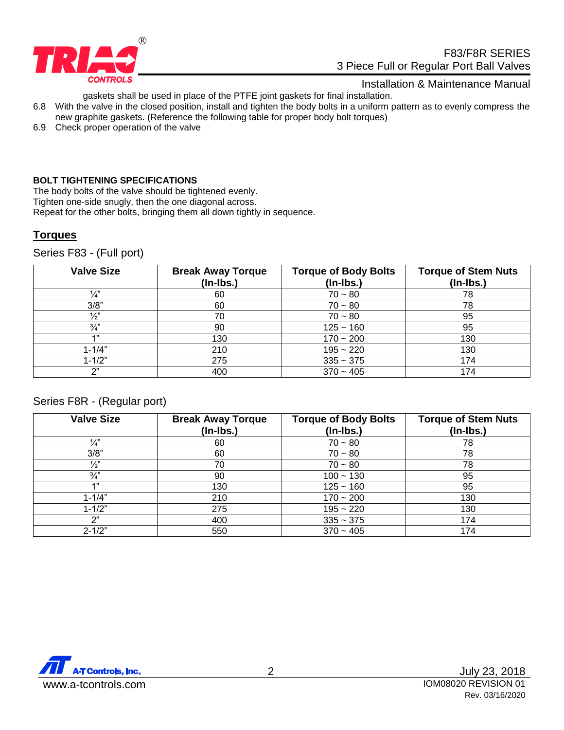gaskets shall be used in place of the PTFE joint gaskets for final installation.

6.8 With the valve in the closed position, install and tighten the body bolts in a uniform pattern as to evenly compress the new graphite gaskets. (Reference the following table for proper body bolt torques)

6.9 Check proper operation of the valve

**BOLT TIGHTENING SPECIFICATIONS**

The body bolts of the valve should be tightened evenly.
Tighten one-side snugly, then the one diagonal across.
Repeat for the other bolts, bringing them all down tightly in sequence.

## Torques

Series F83 - (Full port)

| Valve Size | Break Away Torque (In-lbs.) | Torque of Body Bolts (In-lbs.) | Torque of Stem Nuts (In-lbs.) |
|---|---|---|---|
| ¼" | 60 | 70 ~ 80 | 78 |
| 3/8" | 60 | 70 ~ 80 | 78 |
| ½" | 70 | 70 ~ 80 | 95 |
| ¾" | 90 | 125 ~ 160 | 95 |
| 1" | 130 | 170 ~ 200 | 130 |
| 1-1/4" | 210 | 195 ~ 220 | 130 |
| 1-1/2" | 275 | 335 ~ 375 | 174 |
| 2" | 400 | 370 ~ 405 | 174 |

Series F8R - (Regular port)

| Valve Size | Break Away Torque (In-lbs.) | Torque of Body Bolts (In-lbs.) | Torque of Stem Nuts (In-lbs.) |
|---|---|---|---|
| ¼" | 60 | 70 ~ 80 | 78 |
| 3/8" | 60 | 70 ~ 80 | 78 |
| ½" | 70 | 70 ~ 80 | 78 |
| ¾" | 90 | 100 ~ 130 | 95 |
| 1" | 130 | 125 ~ 160 | 95 |
| 1-1/4" | 210 | 170 ~ 200 | 130 |
| 1-1/2" | 275 | 195 ~ 220 | 130 |
| 2" | 400 | 335 ~ 375 | 174 |
| 2-1/2" | 550 | 370 ~ 405 | 174 |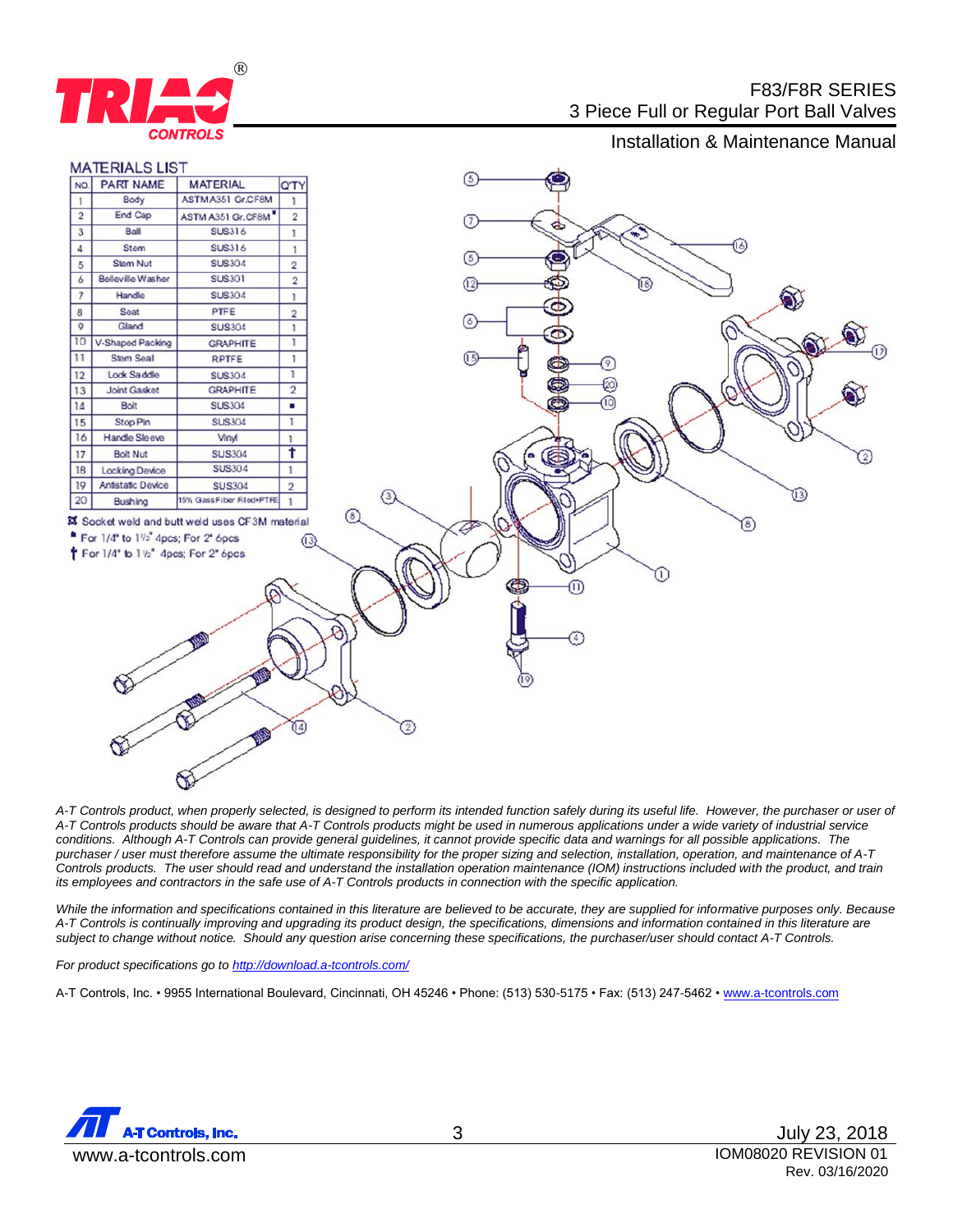# F83/F8R SERIES
## 3 Piece Full or Regular Port Ball Valves
### Installation & Maintenance Manual

**MATERIALS LIST**

| NO. | PART NAME | MATERIAL | Q'TY |
|---|---|---|---|
| 1 | Body | ASTM A351 Gr.CF8M | 1 |
| 2 | End Cap | ASTM A351 Gr.CF8M ¤ | 2 |
| 3 | Ball | SUS316 | 1 |
| 4 | Stem | SUS316 | 1 |
| 5 | Stem Nut | SUS304 | 2 |
| 6 | Belleville Washer | SUS301 | 2 |
| 7 | Handle | SUS304 | 1 |
| 8 | Seat | PTFE | 2 |
| 9 | Gland | SUS304 | 1 |
| 10 | V-Shaped Packing | GRAPHITE | 1 |
| 11 | Stem Seal | RPTFE | 1 |
| 12 | Lock Saddle | SUS304 | 1 |
| 13 | Joint Gasket | GRAPHITE | 2 |
| 14 | Bolt | SUS304 | ▪ |
| 15 | Stop Pin | SUS304 | 1 |
| 16 | Handle Sleeve | Vinyl | 1 |
| 17 | Bolt Nut | SUS304 | † |
| 18 | Locking Device | SUS304 | 1 |
| 19 | Antistatic Device | SUS304 | 2 |
| 20 | Bushing | 15% Glass Fiber Filled+PTFE | 1 |

¤ Socket weld and butt weld uses CF3M material

▪ For 1/4" to 1½" 4pcs; For 2" 6pcs

† For 1/4" to 1½" 4pcs; For 2" 6pcs

*A-T Controls product, when properly selected, is designed to perform its intended function safely during its useful life. However, the purchaser or user of A-T Controls products should be aware that A-T Controls products might be used in numerous applications under a wide variety of industrial service conditions. Although A-T Controls can provide general guidelines, it cannot provide specific data and warnings for all possible applications. The purchaser / user must therefore assume the ultimate responsibility for the proper sizing and selection, installation, operation, and maintenance of A-T Controls products. The user should read and understand the installation operation maintenance (IOM) instructions included with the product, and train its employees and contractors in the safe use of A-T Controls products in connection with the specific application.*

*While the information and specifications contained in this literature are believed to be accurate, they are supplied for informative purposes only. Because A-T Controls is continually improving and upgrading its product design, the specifications, dimensions and information contained in this literature are subject to change without notice. Should any question arise concerning these specifications, the purchaser/user should contact A-T Controls.*

*For product specifications go to http://download.a-tcontrols.com/*

A-T Controls, Inc. • 9955 International Boulevard, Cincinnati, OH 45246 • Phone: (513) 530-5175 • Fax: (513) 247-5462 • www.a-tcontrols.com

July 23, 2018
IOM08020 REVISION 01
Rev. 03/16/2020